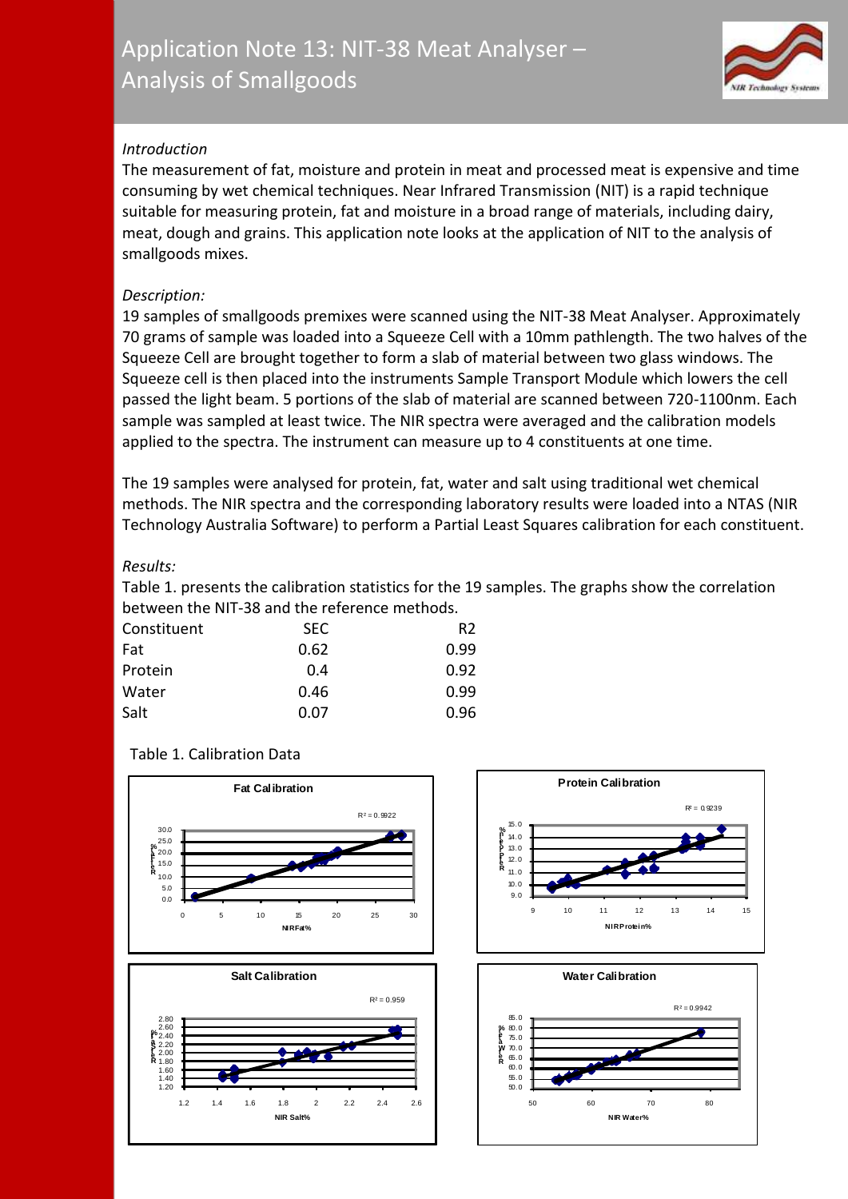# Application Note 13: NIT-38 Meat Analyser – Analysis of Smallgoods

*Introduction*

The measurement of fat, moisture and protein in meat and processed meat is expensive and time consuming by wet chemical techniques. Near Infrared Transmission (NIT) is a rapid technique suitable for measuring protein, fat and moisture in a broad range of materials, including dairy, meat, dough and grains. This application note looks at the application of NIT to the analysis of smallgoods mixes.

*Description:*

19 samples of smallgoods premixes were scanned using the NIT-38 Meat Analyser. Approximately 70 grams of sample was loaded into a Squeeze Cell with a 10mm pathlength. The two halves of the Squeeze Cell are brought together to form a slab of material between two glass windows. The Squeeze cell is then placed into the instruments Sample Transport Module which lowers the cell passed the light beam. 5 portions of the slab of material are scanned between 720-1100nm. Each sample was sampled at least twice. The NIR spectra were averaged and the calibration models applied to the spectra. The instrument can measure up to 4 constituents at one time.

The 19 samples were analysed for protein, fat, water and salt using traditional wet chemical methods. The NIR spectra and the corresponding laboratory results were loaded into a NTAS (NIR Technology Australia Software) to perform a Partial Least Squares calibration for each constituent.

*Results:*

Table 1. presents the calibration statistics for the 19 samples. The graphs show the correlation between the NIT-38 and the reference methods.

| Constituent | SEC | R2 |
|---|---|---|
| Fat | 0.62 | 0.99 |
| Protein | 0.4 | 0.92 |
| Water | 0.46 | 0.99 |
| Salt | 0.07 | 0.96 |

Table 1. Calibration Data

**Fat Calibration** — $R^2 = 0.9922$ (x-axis: NIR Fat%)

**Protein Calibration** — $R^2 = 0.9239$ (x-axis: NIR Protein%)

**Salt Calibration** — $R^2 = 0.959$ (x-axis: NIR Salt%)

**Water Calibration** — $R^2 = 0.9942$ (x-axis: NIR Water%)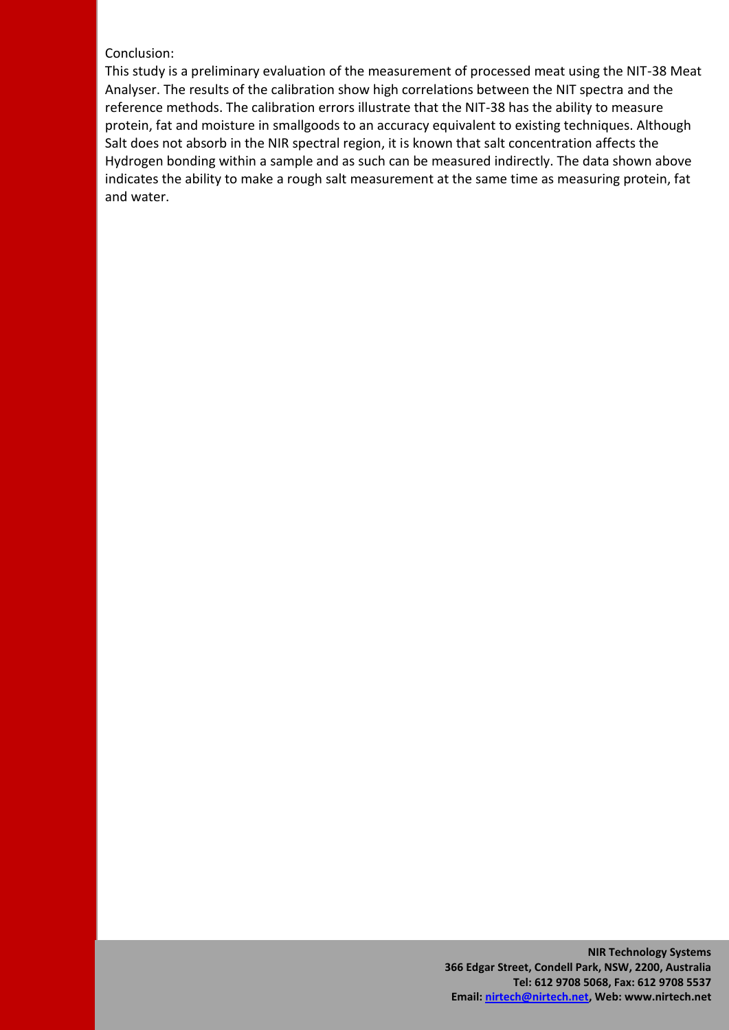Conclusion:

This study is a preliminary evaluation of the measurement of processed meat using the NIT-38 Meat Analyser. The results of the calibration show high correlations between the NIT spectra and the reference methods. The calibration errors illustrate that the NIT-38 has the ability to measure protein, fat and moisture in smallgoods to an accuracy equivalent to existing techniques. Although Salt does not absorb in the NIR spectral region, it is known that salt concentration affects the Hydrogen bonding within a sample and as such can be measured indirectly. The data shown above indicates the ability to make a rough salt measurement at the same time as measuring protein, fat and water.

**NIR Technology Systems**
**366 Edgar Street, Condell Park, NSW, 2200, Australia**
**Tel: 612 9708 5068, Fax: 612 9708 5537**
**Email: nirtech@nirtech.net, Web: www.nirtech.net**